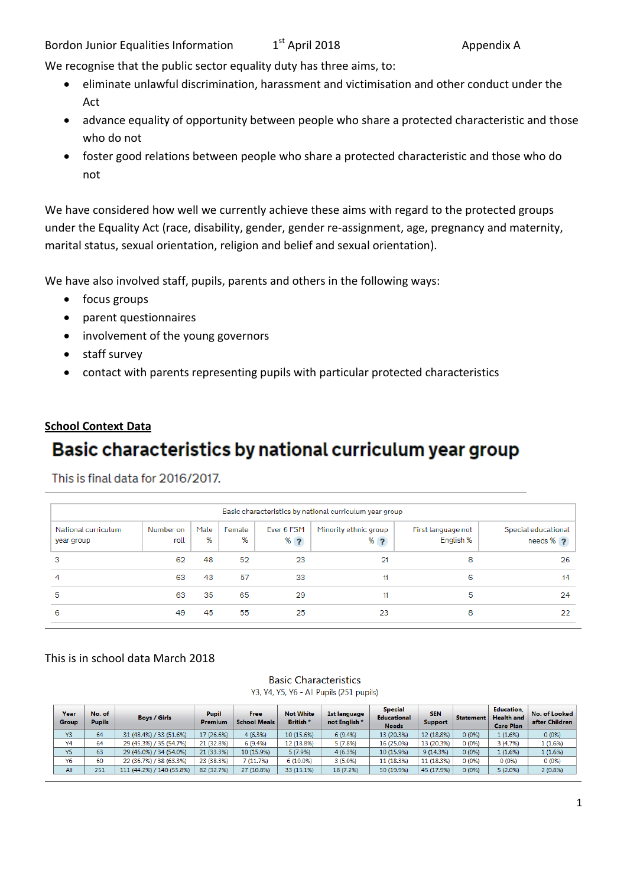Bordon Junior Equalities Information 1st April 2018 Appendix A

We recognise that the public sector equality duty has three aims, to:

- eliminate unlawful discrimination, harassment and victimisation and other conduct under the Act
- advance equality of opportunity between people who share a protected characteristic and those who do not
- foster good relations between people who share a protected characteristic and those who do not

We have considered how well we currently achieve these aims with regard to the protected groups under the Equality Act (race, disability, gender, gender re-assignment, age, pregnancy and maternity, marital status, sexual orientation, religion and belief and sexual orientation).

We have also involved staff, pupils, parents and others in the following ways:

- focus groups
- parent questionnaires
- involvement of the young governors
- staff survey
- contact with parents representing pupils with particular protected characteristics

**School Context Data**

# Basic characteristics by national curriculum year group

This is final data for 2016/2017.

Basic characteristics by national curriculum year group

| National curriculum year group | Number on roll | Male % | Female % | Ever 6 FSM % | Minority ethnic group % | First language not English % | Special educational needs % |
|---|---|---|---|---|---|---|---|
| 3 | 62 | 48 | 52 | 23 | 21 | 8 | 26 |
| 4 | 63 | 43 | 57 | 33 | 11 | 6 | 14 |
| 5 | 63 | 35 | 65 | 29 | 11 | 5 | 24 |
| 6 | 49 | 45 | 55 | 25 | 23 | 8 | 22 |

This is in school data March 2018

Basic Characteristics
Y3, Y4, Y5, Y6 - All Pupils (251 pupils)

| Year Group | No. of Pupils | Boys / Girls | Pupil Premium | Free School Meals | Not White British * | 1st language not English * | Special Educational Needs | SEN Support | Statement | Education, Health and Care Plan | No. of Looked after Children |
|---|---|---|---|---|---|---|---|---|---|---|---|
| Y3 | 64 | 31 (48.4%) / 33 (51.6%) | 17 (26.6%) | 4 (6.3%) | 10 (15.6%) | 6 (9.4%) | 13 (20.3%) | 12 (18.8%) | 0 (0%) | 1 (1.6%) | 0 (0%) |
| Y4 | 64 | 29 (45.3%) / 35 (54.7%) | 21 (32.8%) | 6 (9.4%) | 12 (18.8%) | 5 (7.8%) | 16 (25.0%) | 13 (20.3%) | 0 (0%) | 3 (4.7%) | 1 (1.6%) |
| Y5 | 63 | 29 (46.0%) / 34 (54.0%) | 21 (33.3%) | 10 (15.9%) | 5 (7.9%) | 4 (6.3%) | 10 (15.9%) | 9 (14.3%) | 0 (0%) | 1 (1.6%) | 1 (1.6%) |
| Y6 | 60 | 22 (36.7%) / 38 (63.3%) | 23 (38.3%) | 7 (11.7%) | 6 (10.0%) | 3 (5.0%) | 11 (18.3%) | 11 (18.3%) | 0 (0%) | 0 (0%) | 0 (0%) |
| All | 251 | 111 (44.2%) / 140 (55.8%) | 82 (32.7%) | 27 (10.8%) | 33 (13.1%) | 18 (7.2%) | 50 (19.9%) | 45 (17.9%) | 0 (0%) | 5 (2.0%) | 2 (0.8%) |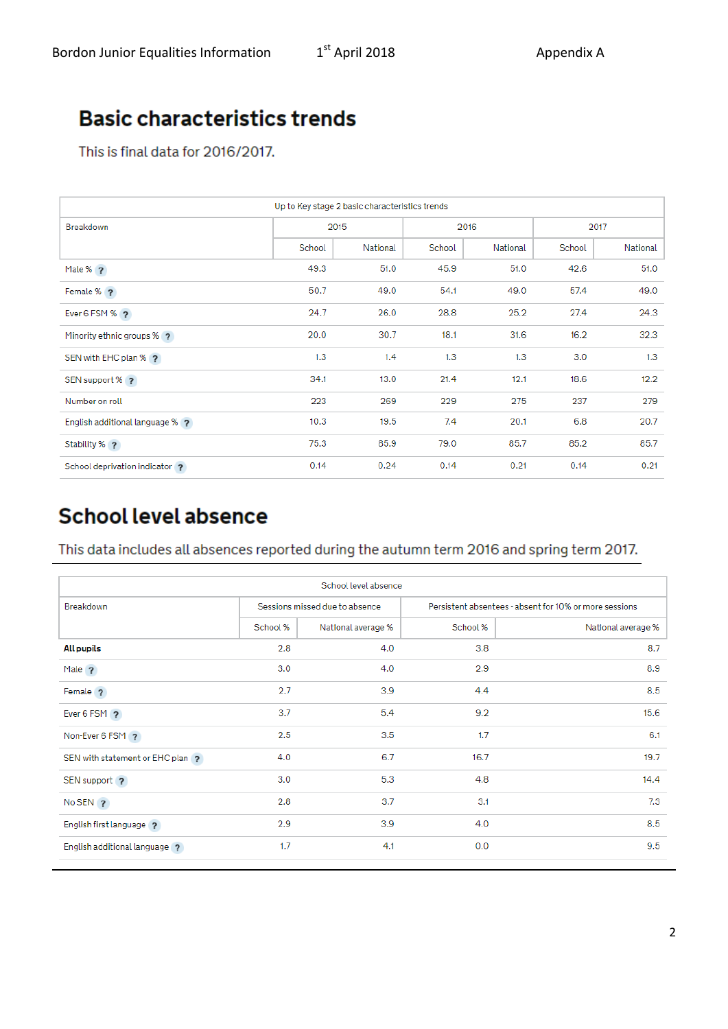# Basic characteristics trends

This is final data for 2016/2017.

| Up to Key stage 2 basic characteristics trends | | | | | | |
|---|---|---|---|---|---|---|
| Breakdown | 2015 | | 2016 | | 2017 | |
| | School | National | School | National | School | National |
| Male % | 49.3 | 51.0 | 45.9 | 51.0 | 42.6 | 51.0 |
| Female % | 50.7 | 49.0 | 54.1 | 49.0 | 57.4 | 49.0 |
| Ever 6 FSM % | 24.7 | 26.0 | 28.8 | 25.2 | 27.4 | 24.3 |
| Minority ethnic groups % | 20.0 | 30.7 | 18.1 | 31.6 | 16.2 | 32.3 |
| SEN with EHC plan % | 1.3 | 1.4 | 1.3 | 1.3 | 3.0 | 1.3 |
| SEN support % | 34.1 | 13.0 | 21.4 | 12.1 | 18.6 | 12.2 |
| Number on roll | 223 | 269 | 229 | 275 | 237 | 279 |
| English additional language % | 10.3 | 19.5 | 7.4 | 20.1 | 6.8 | 20.7 |
| Stability % | 75.3 | 85.9 | 79.0 | 85.7 | 85.2 | 85.7 |
| School deprivation indicator | 0.14 | 0.24 | 0.14 | 0.21 | 0.14 | 0.21 |

# School level absence

This data includes all absences reported during the autumn term 2016 and spring term 2017.

| School level absence | | | | |
|---|---|---|---|---|
| Breakdown | Sessions missed due to absence | | Persistent absentees - absent for 10% or more sessions | |
| | School % | National average % | School % | National average % |
| **All pupils** | 2.8 | 4.0 | 3.8 | 8.7 |
| Male | 3.0 | 4.0 | 2.9 | 8.9 |
| Female | 2.7 | 3.9 | 4.4 | 8.5 |
| Ever 6 FSM | 3.7 | 5.4 | 9.2 | 15.6 |
| Non-Ever 6 FSM | 2.5 | 3.5 | 1.7 | 6.1 |
| SEN with statement or EHC plan | 4.0 | 6.7 | 16.7 | 19.7 |
| SEN support | 3.0 | 5.3 | 4.8 | 14.4 |
| No SEN | 2.8 | 3.7 | 3.1 | 7.3 |
| English first language | 2.9 | 3.9 | 4.0 | 8.5 |
| English additional language | 1.7 | 4.1 | 0.0 | 9.5 |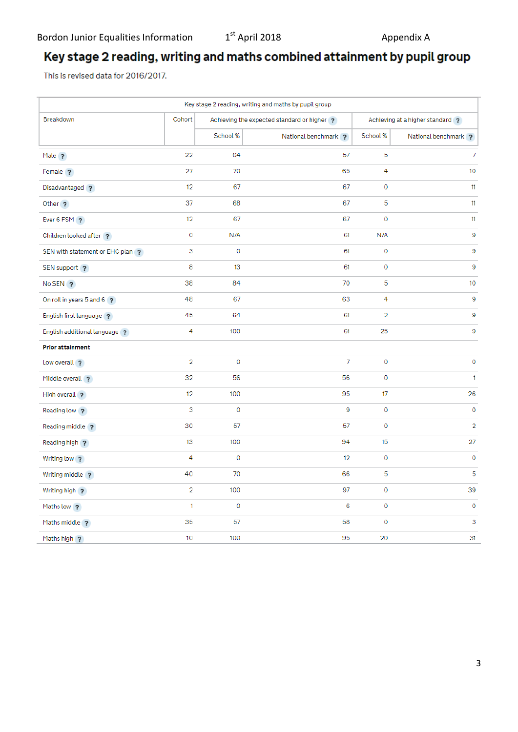Bordon Junior Equalities Information 1st April 2018 Appendix A

# Key stage 2 reading, writing and maths combined attainment by pupil group

This is revised data for 2016/2017.

| Key stage 2 reading, writing and maths by pupil group | | | | | |
|---|---|---|---|---|---|
| Breakdown | Cohort | Achieving the expected standard or higher | | Achieving at a higher standard | |
| | | School % | National benchmark | School % | National benchmark |
| Male | 22 | 64 | 57 | 5 | 7 |
| Female | 27 | 70 | 65 | 4 | 10 |
| Disadvantaged | 12 | 67 | 67 | 0 | 11 |
| Other | 37 | 68 | 67 | 5 | 11 |
| Ever 6 FSM | 12 | 67 | 67 | 0 | 11 |
| Children looked after | 0 | N/A | 61 | N/A | 9 |
| SEN with statement or EHC plan | 3 | 0 | 61 | 0 | 9 |
| SEN support | 8 | 13 | 61 | 0 | 9 |
| No SEN | 38 | 84 | 70 | 5 | 10 |
| On roll in years 5 and 6 | 48 | 67 | 63 | 4 | 9 |
| English first language | 45 | 64 | 61 | 2 | 9 |
| English additional language | 4 | 100 | 61 | 25 | 9 |
| **Prior attainment** | | | | | |
| Low overall | 2 | 0 | 7 | 0 | 0 |
| Middle overall | 32 | 56 | 56 | 0 | 1 |
| High overall | 12 | 100 | 95 | 17 | 26 |
| Reading low | 3 | 0 | 9 | 0 | 0 |
| Reading middle | 30 | 57 | 57 | 0 | 2 |
| Reading high | 13 | 100 | 94 | 15 | 27 |
| Writing low | 4 | 0 | 12 | 0 | 0 |
| Writing middle | 40 | 70 | 66 | 5 | 5 |
| Writing high | 2 | 100 | 97 | 0 | 39 |
| Maths low | 1 | 0 | 6 | 0 | 0 |
| Maths middle | 35 | 57 | 58 | 0 | 3 |
| Maths high | 10 | 100 | 95 | 20 | 31 |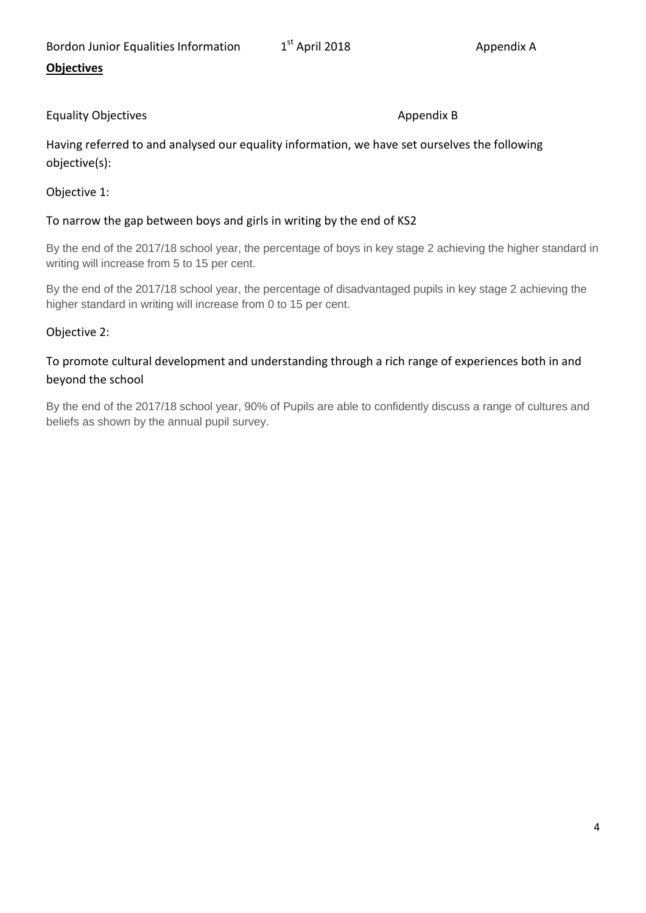Bordon Junior Equalities Information 1st April 2018 Appendix A

**Objectives**

Equality Objectives Appendix B

Having referred to and analysed our equality information, we have set ourselves the following objective(s):

Objective 1:

To narrow the gap between boys and girls in writing by the end of KS2

By the end of the 2017/18 school year, the percentage of boys in key stage 2 achieving the higher standard in writing will increase from 5 to 15 per cent.

By the end of the 2017/18 school year, the percentage of disadvantaged pupils in key stage 2 achieving the higher standard in writing will increase from 0 to 15 per cent.

Objective 2:

To promote cultural development and understanding through a rich range of experiences both in and beyond the school

By the end of the 2017/18 school year, 90% of Pupils are able to confidently discuss a range of cultures and beliefs as shown by the annual pupil survey.